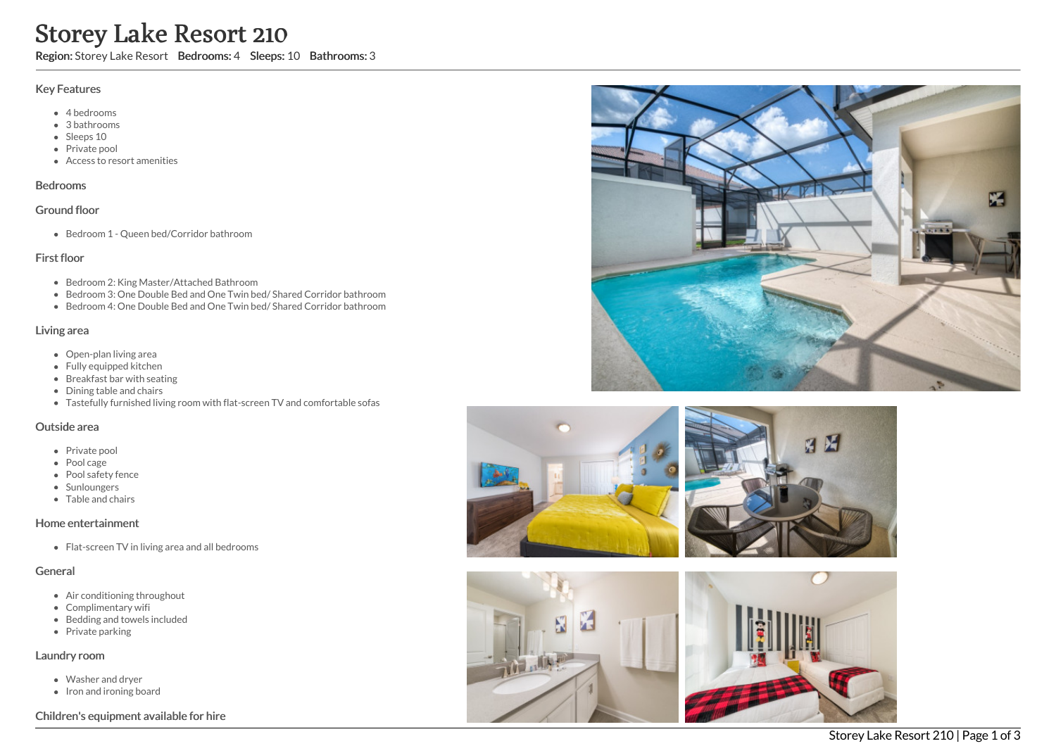# Storey Lake Resort 210

**Region:** Storey Lake Resort **Bedrooms:** 4 **Sleeps:** 10 **Bathrooms:** 3

## Key Features

- 4 bedrooms
- 3 bathrooms
- Sleeps 10
- Private pool
- Access to resort amenities

## Bedrooms

### Ground floor

- Bedroom 1 - Queen bed/Corridor bathroom

### First floor

- Bedroom 2: King Master/Attached Bathroom
- Bedroom 3: One Double Bed and One Twin bed/ Shared Corridor bathroom
- Bedroom 4: One Double Bed and One Twin bed/ Shared Corridor bathroom

## Living area

- Open-plan living area
- Fully equipped kitchen
- Breakfast bar with seating
- Dining table and chairs
- Tastefully furnished living room with flat-screen TV and comfortable sofas

## Outside area

- Private pool
- Pool cage
- Pool safety fence
- Sunloungers
- Table and chairs

## Home entertainment

- Flat-screen TV in living area and all bedrooms

## General

- Air conditioning throughout
- Complimentary wifi
- Bedding and towels included
- Private parking

## Laundry room

- Washer and dryer
- Iron and ironing board

## Children's equipment available for hire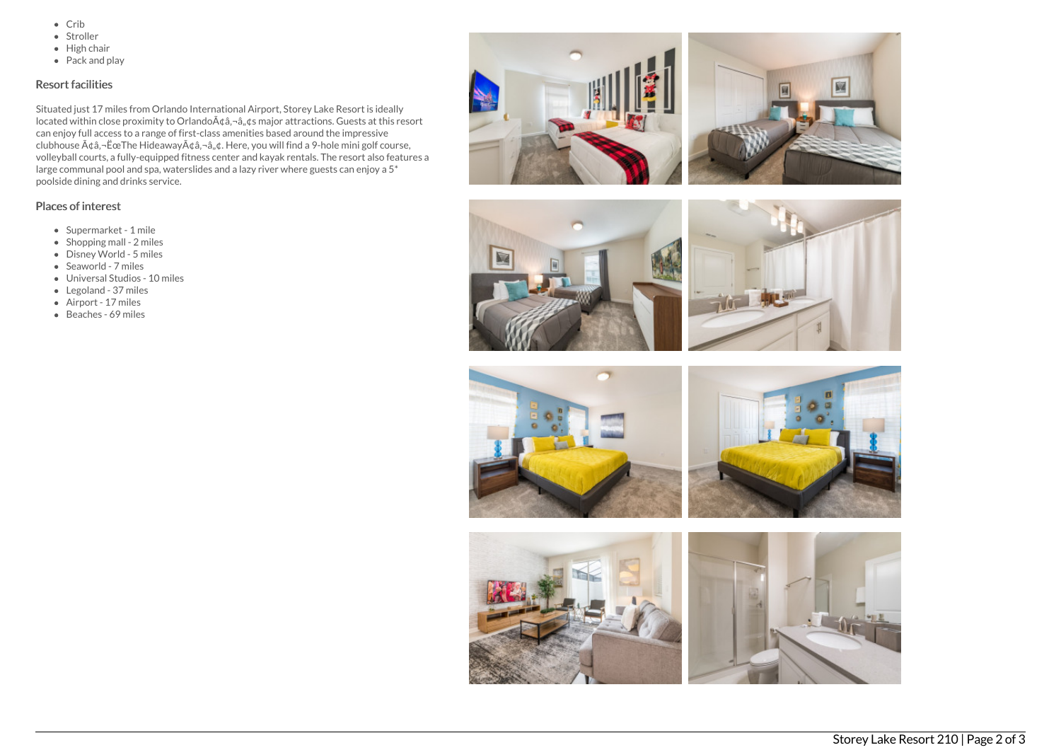- Crib
- Stroller
- High chair
- Pack and play

## Resort facilities

Situated just 17 miles from Orlando International Airport, Storey Lake Resort is ideally located within close proximity to OrlandoÃ¢â‚¬â„¢s major attractions. Guests at this resort can enjoy full access to a range of first-class amenities based around the impressive clubhouse Ã¢â‚¬ËœThe HideawayÃ¢â‚¬â„¢. Here, you will find a 9-hole mini golf course, volleyball courts, a fully-equipped fitness center and kayak rentals. The resort also features a large communal pool and spa, waterslides and a lazy river where guests can enjoy a 5* poolside dining and drinks service.

## Places of interest

- Supermarket - 1 mile
- Shopping mall - 2 miles
- Disney World - 5 miles
- Seaworld - 7 miles
- Universal Studios - 10 miles
- Legoland - 37 miles
- Airport - 17 miles
- Beaches - 69 miles